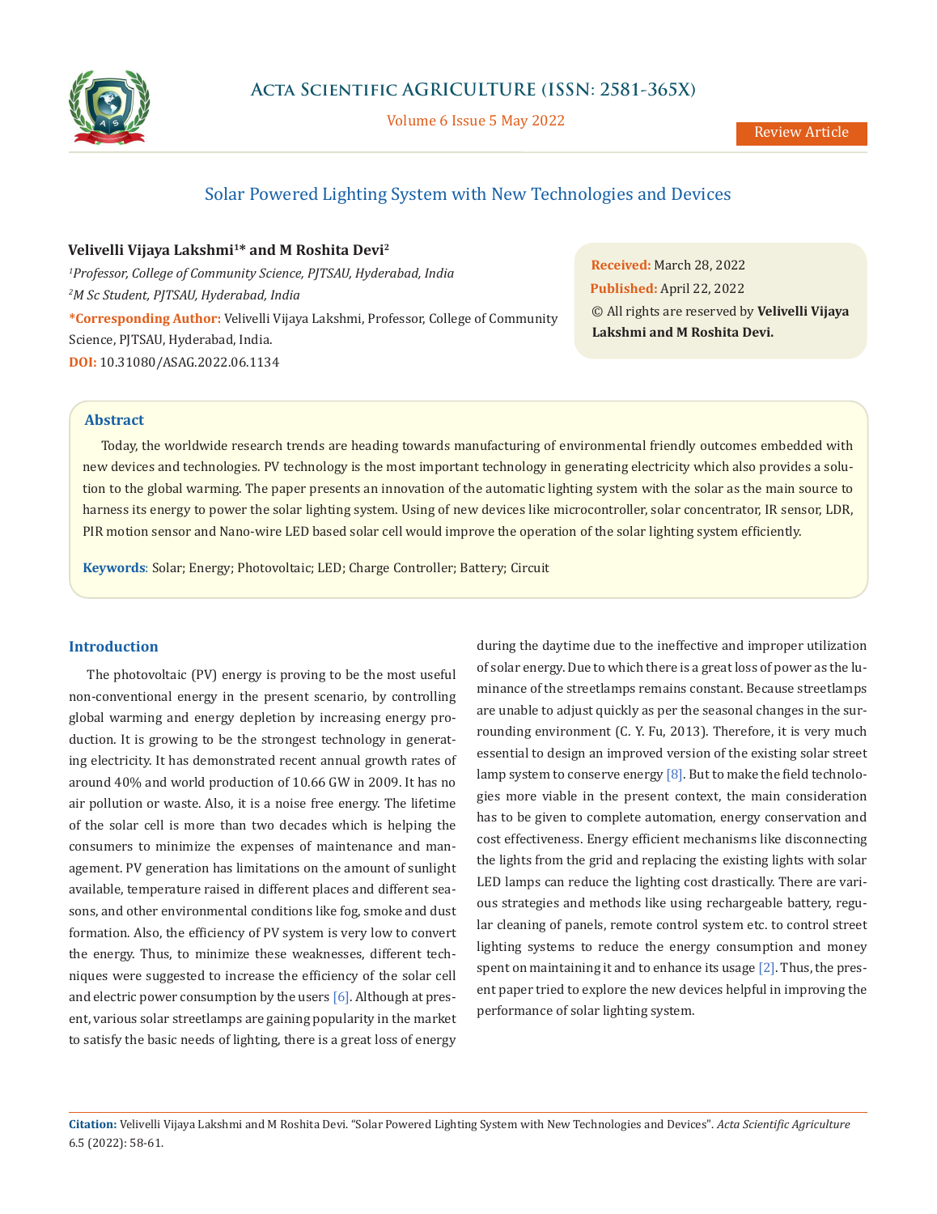# Solar Powered Lighting System with New Technologies and Devices

**Velivelli Vijaya Lakshmi[1]* and M Roshita Devi[2]**

*[1]Professor, College of Community Science, PJTSAU, Hyderabad, India*

*[2]M Sc Student, PJTSAU, Hyderabad, India*

**\*Corresponding Author:** Velivelli Vijaya Lakshmi, Professor, College of Community Science, PJTSAU, Hyderabad, India.

**DOI:** 10.31080/ASAG.2022.06.1134

**Received:** March 28, 2022

**Published:** April 22, 2022

© All rights are reserved by **Velivelli Vijaya Lakshmi and M Roshita Devi.**

## Abstract

Today, the worldwide research trends are heading towards manufacturing of environmental friendly outcomes embedded with new devices and technologies. PV technology is the most important technology in generating electricity which also provides a solution to the global warming. The paper presents an innovation of the automatic lighting system with the solar as the main source to harness its energy to power the solar lighting system. Using of new devices like microcontroller, solar concentrator, IR sensor, LDR, PIR motion sensor and Nano-wire LED based solar cell would improve the operation of the solar lighting system efficiently.

**Keywords**: Solar; Energy; Photovoltaic; LED; Charge Controller; Battery; Circuit

## Introduction

The photovoltaic (PV) energy is proving to be the most useful non-conventional energy in the present scenario, by controlling global warming and energy depletion by increasing energy production. It is growing to be the strongest technology in generating electricity. It has demonstrated recent annual growth rates of around 40% and world production of 10.66 GW in 2009. It has no air pollution or waste. Also, it is a noise free energy. The lifetime of the solar cell is more than two decades which is helping the consumers to minimize the expenses of maintenance and management. PV generation has limitations on the amount of sunlight available, temperature raised in different places and different seasons, and other environmental conditions like fog, smoke and dust formation. Also, the efficiency of PV system is very low to convert the energy. Thus, to minimize these weaknesses, different techniques were suggested to increase the efficiency of the solar cell and electric power consumption by the users [6]. Although at present, various solar streetlamps are gaining popularity in the market to satisfy the basic needs of lighting, there is a great loss of energy during the daytime due to the ineffective and improper utilization of solar energy. Due to which there is a great loss of power as the luminance of the streetlamps remains constant. Because streetlamps are unable to adjust quickly as per the seasonal changes in the surrounding environment (C. Y. Fu, 2013). Therefore, it is very much essential to design an improved version of the existing solar street lamp system to conserve energy [8]. But to make the field technologies more viable in the present context, the main consideration has to be given to complete automation, energy conservation and cost effectiveness. Energy efficient mechanisms like disconnecting the lights from the grid and replacing the existing lights with solar LED lamps can reduce the lighting cost drastically. There are various strategies and methods like using rechargeable battery, regular cleaning of panels, remote control system etc. to control street lighting systems to reduce the energy consumption and money spent on maintaining it and to enhance its usage [2]. Thus, the present paper tried to explore the new devices helpful in improving the performance of solar lighting system.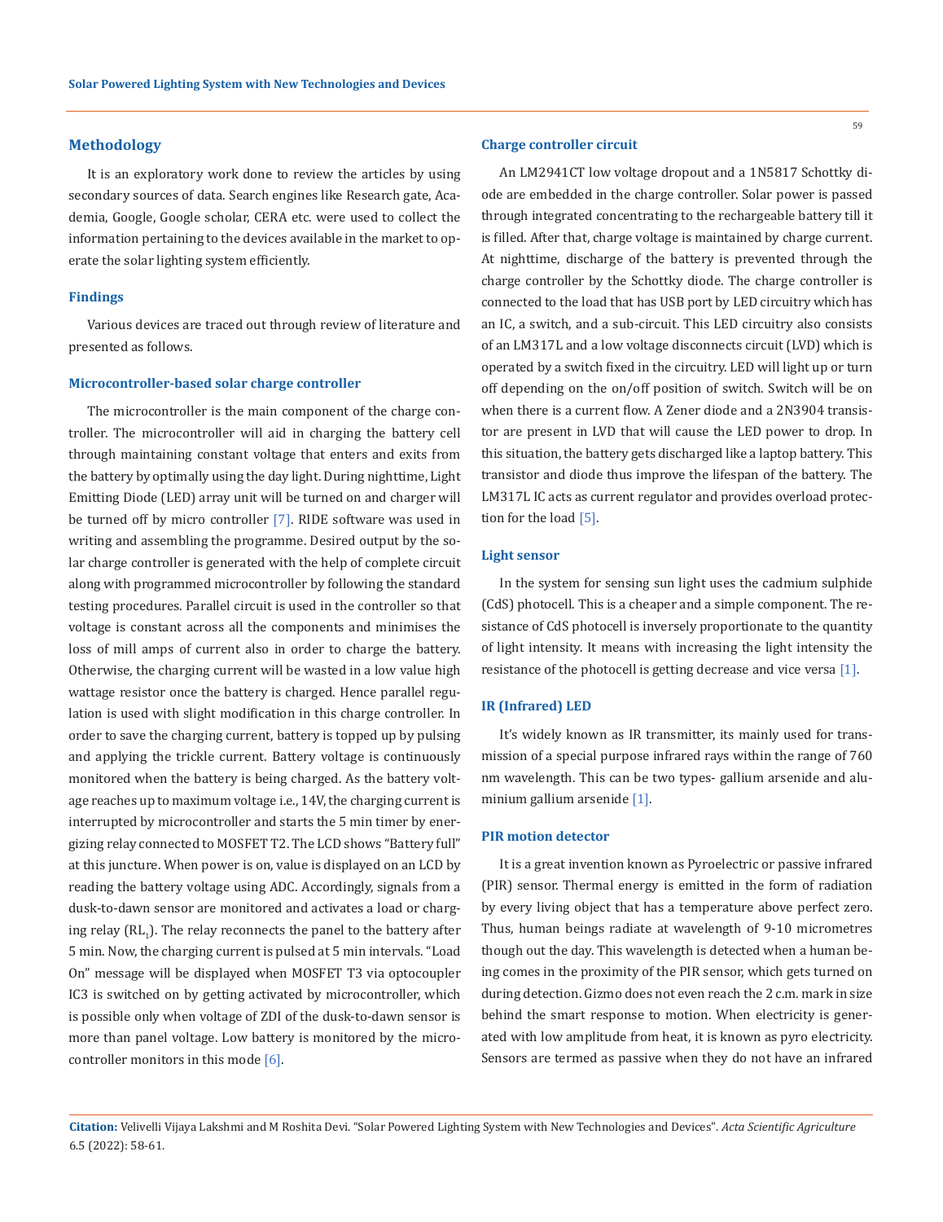## Methodology

It is an exploratory work done to review the articles by using secondary sources of data. Search engines like Research gate, Academia, Google, Google scholar, CERA etc. were used to collect the information pertaining to the devices available in the market to operate the solar lighting system efficiently.

### Findings

Various devices are traced out through review of literature and presented as follows.

### Microcontroller-based solar charge controller

The microcontroller is the main component of the charge controller. The microcontroller will aid in charging the battery cell through maintaining constant voltage that enters and exits from the battery by optimally using the day light. During nighttime, Light Emitting Diode (LED) array unit will be turned on and charger will be turned off by micro controller [7]. RIDE software was used in writing and assembling the programme. Desired output by the solar charge controller is generated with the help of complete circuit along with programmed microcontroller by following the standard testing procedures. Parallel circuit is used in the controller so that voltage is constant across all the components and minimises the loss of mill amps of current also in order to charge the battery. Otherwise, the charging current will be wasted in a low value high wattage resistor once the battery is charged. Hence parallel regulation is used with slight modification in this charge controller. In order to save the charging current, battery is topped up by pulsing and applying the trickle current. Battery voltage is continuously monitored when the battery is being charged. As the battery voltage reaches up to maximum voltage i.e., 14V, the charging current is interrupted by microcontroller and starts the 5 min timer by energizing relay connected to MOSFET T2. The LCD shows "Battery full" at this juncture. When power is on, value is displayed on an LCD by reading the battery voltage using ADC. Accordingly, signals from a dusk-to-dawn sensor are monitored and activates a load or charging relay ($RL_1$). The relay reconnects the panel to the battery after 5 min. Now, the charging current is pulsed at 5 min intervals. "Load On" message will be displayed when MOSFET T3 via optocoupler IC3 is switched on by getting activated by microcontroller, which is possible only when voltage of ZDI of the dusk-to-dawn sensor is more than panel voltage. Low battery is monitored by the microcontroller monitors in this mode [6].

### Charge controller circuit

An LM2941CT low voltage dropout and a 1N5817 Schottky diode are embedded in the charge controller. Solar power is passed through integrated concentrating to the rechargeable battery till it is filled. After that, charge voltage is maintained by charge current. At nighttime, discharge of the battery is prevented through the charge controller by the Schottky diode. The charge controller is connected to the load that has USB port by LED circuitry which has an IC, a switch, and a sub-circuit. This LED circuitry also consists of an LM317L and a low voltage disconnects circuit (LVD) which is operated by a switch fixed in the circuitry. LED will light up or turn off depending on the on/off position of switch. Switch will be on when there is a current flow. A Zener diode and a 2N3904 transistor are present in LVD that will cause the LED power to drop. In this situation, the battery gets discharged like a laptop battery. This transistor and diode thus improve the lifespan of the battery. The LM317L IC acts as current regulator and provides overload protection for the load [5].

### Light sensor

In the system for sensing sun light uses the cadmium sulphide (CdS) photocell. This is a cheaper and a simple component. The resistance of CdS photocell is inversely proportionate to the quantity of light intensity. It means with increasing the light intensity the resistance of the photocell is getting decrease and vice versa [1].

### IR (Infrared) LED

It's widely known as IR transmitter, its mainly used for transmission of a special purpose infrared rays within the range of 760 nm wavelength. This can be two types- gallium arsenide and aluminium gallium arsenide [1].

### PIR motion detector

It is a great invention known as Pyroelectric or passive infrared (PIR) sensor. Thermal energy is emitted in the form of radiation by every living object that has a temperature above perfect zero. Thus, human beings radiate at wavelength of 9-10 micrometres though out the day. This wavelength is detected when a human being comes in the proximity of the PIR sensor, which gets turned on during detection. Gizmo does not even reach the 2 c.m. mark in size behind the smart response to motion. When electricity is generated with low amplitude from heat, it is known as pyro electricity. Sensors are termed as passive when they do not have an infrared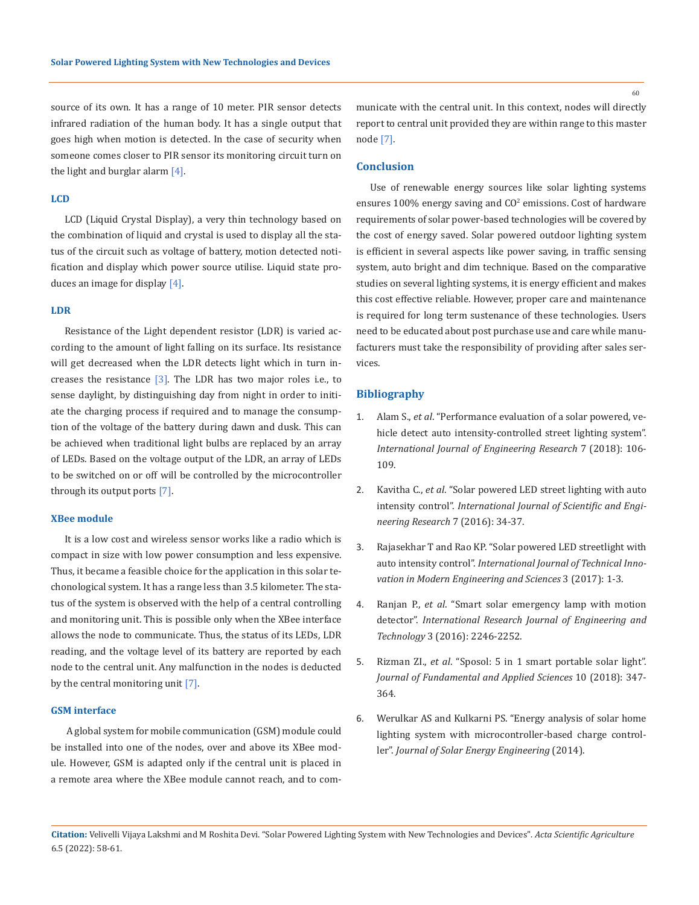source of its own. It has a range of 10 meter. PIR sensor detects infrared radiation of the human body. It has a single output that goes high when motion is detected. In the case of security when someone comes closer to PIR sensor its monitoring circuit turn on the light and burglar alarm [4].

### LCD

LCD (Liquid Crystal Display), a very thin technology based on the combination of liquid and crystal is used to display all the status of the circuit such as voltage of battery, motion detected notification and display which power source utilise. Liquid state produces an image for display [4].

### LDR

Resistance of the Light dependent resistor (LDR) is varied according to the amount of light falling on its surface. Its resistance will get decreased when the LDR detects light which in turn increases the resistance [3]. The LDR has two major roles i.e., to sense daylight, by distinguishing day from night in order to initiate the charging process if required and to manage the consumption of the voltage of the battery during dawn and dusk. This can be achieved when traditional light bulbs are replaced by an array of LEDs. Based on the voltage output of the LDR, an array of LEDs to be switched on or off will be controlled by the microcontroller through its output ports [7].

### XBee module

It is a low cost and wireless sensor works like a radio which is compact in size with low power consumption and less expensive. Thus, it became a feasible choice for the application in this solar techonological system. It has a range less than 3.5 kilometer. The status of the system is observed with the help of a central controlling and monitoring unit. This is possible only when the XBee interface allows the node to communicate. Thus, the status of its LEDs, LDR reading, and the voltage level of its battery are reported by each node to the central unit. Any malfunction in the nodes is deducted by the central monitoring unit [7].

### GSM interface

A global system for mobile communication (GSM) module could be installed into one of the nodes, over and above its XBee module. However, GSM is adapted only if the central unit is placed in a remote area where the XBee module cannot reach, and to communicate with the central unit. In this context, nodes will directly report to central unit provided they are within range to this master node [7].

## Conclusion

Use of renewable energy sources like solar lighting systems ensures 100% energy saving and $CO^2$ emissions. Cost of hardware requirements of solar power-based technologies will be covered by the cost of energy saved. Solar powered outdoor lighting system is efficient in several aspects like power saving, in traffic sensing system, auto bright and dim technique. Based on the comparative studies on several lighting systems, it is energy efficient and makes this cost effective reliable. However, proper care and maintenance is required for long term sustenance of these technologies. Users need to be educated about post purchase use and care while manufacturers must take the responsibility of providing after sales services.

## Bibliography

1. Alam S., *et al*. "Performance evaluation of a solar powered, vehicle detect auto intensity-controlled street lighting system". *International Journal of Engineering Research* 7 (2018): 106-109.
2. Kavitha C., *et al*. "Solar powered LED street lighting with auto intensity control". *International Journal of Scientific and Engineering Research* 7 (2016): 34-37.
3. Rajasekhar T and Rao KP. "Solar powered LED streetlight with auto intensity control". *International Journal of Technical Innovation in Modern Engineering and Sciences* 3 (2017): 1-3.
4. Ranjan P., *et al*. "Smart solar emergency lamp with motion detector". *International Research Journal of Engineering and Technology* 3 (2016): 2246-2252.
5. Rizman ZI., *et al*. "Sposol: 5 in 1 smart portable solar light". *Journal of Fundamental and Applied Sciences* 10 (2018): 347-364.
6. Werulkar AS and Kulkarni PS. "Energy analysis of solar home lighting system with microcontroller-based charge controller". *Journal of Solar Energy Engineering* (2014).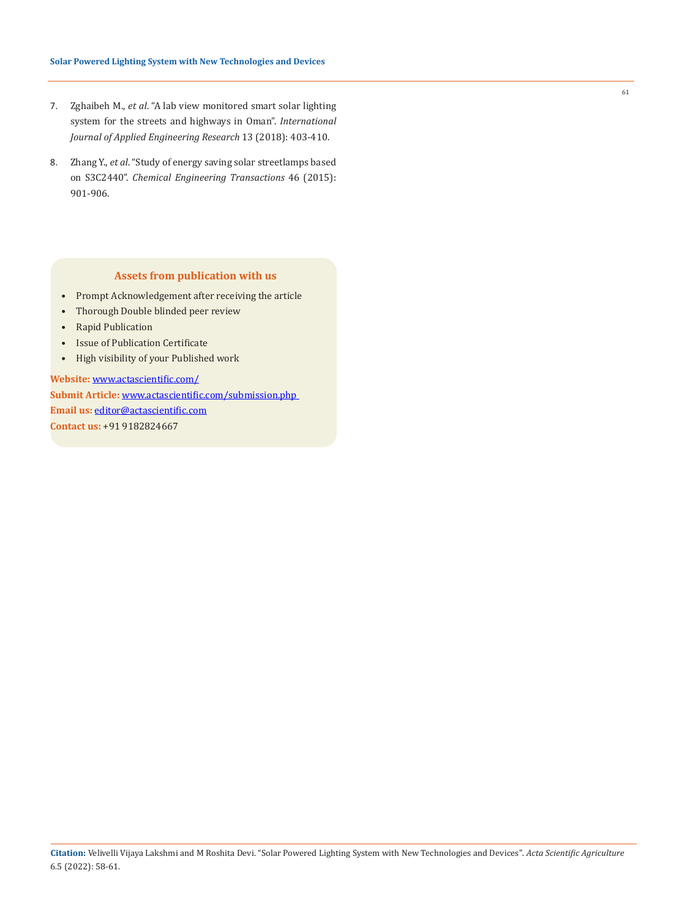7. Zghaibeh M., *et al*. "A lab view monitored smart solar lighting system for the streets and highways in Oman". *International Journal of Applied Engineering Research* 13 (2018): 403-410.

8. Zhang Y., *et al*. "Study of energy saving solar streetlamps based on S3C2440". *Chemical Engineering Transactions* 46 (2015): 901-906.

**Assets from publication with us**

- Prompt Acknowledgement after receiving the article
- Thorough Double blinded peer review
- Rapid Publication
- Issue of Publication Certificate
- High visibility of your Published work

**Website:** www.actascientific.com/
**Submit Article:** www.actascientific.com/submission.php
**Email us:** editor@actascientific.com
**Contact us:** +91 9182824667